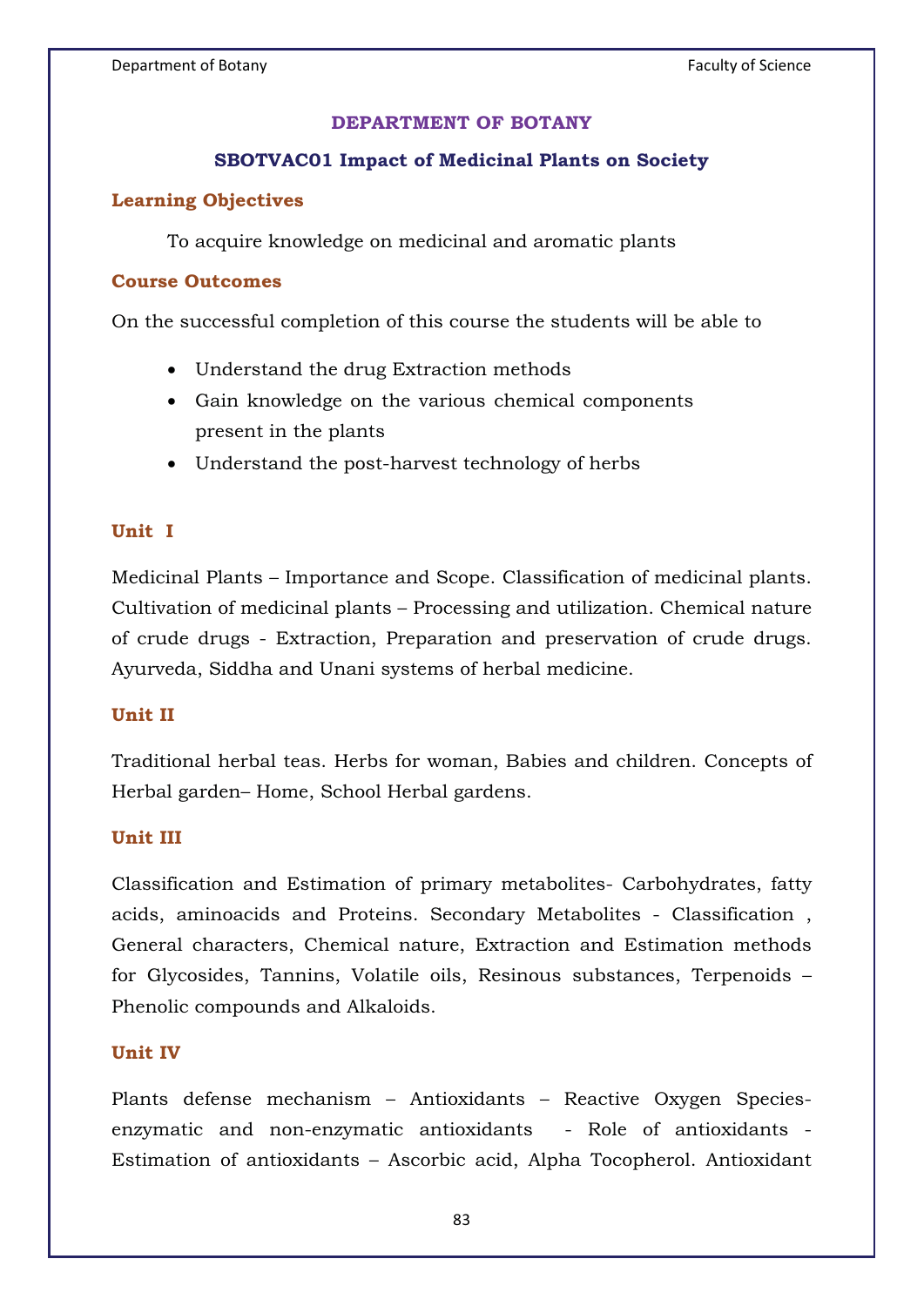# DEPARTMENT OF BOTANY

## SBOTVAC01 Impact of Medicinal Plants on Society

### Learning Objectives

To acquire knowledge on medicinal and aromatic plants

### Course Outcomes

On the successful completion of this course the students will be able to

- Understand the drug Extraction methods
- Gain knowledge on the various chemical components present in the plants
- Understand the post-harvest technology of herbs

### Unit I

Medicinal Plants – Importance and Scope. Classification of medicinal plants. Cultivation of medicinal plants – Processing and utilization. Chemical nature of crude drugs - Extraction, Preparation and preservation of crude drugs. Ayurveda, Siddha and Unani systems of herbal medicine.

### Unit II

Traditional herbal teas. Herbs for woman, Babies and children. Concepts of Herbal garden– Home, School Herbal gardens.

### Unit III

Classification and Estimation of primary metabolites- Carbohydrates, fatty acids, aminoacids and Proteins. Secondary Metabolites - Classification , General characters, Chemical nature, Extraction and Estimation methods for Glycosides, Tannins, Volatile oils, Resinous substances, Terpenoids – Phenolic compounds and Alkaloids.

### Unit IV

Plants defense mechanism – Antioxidants – Reactive Oxygen Species- enzymatic and non-enzymatic antioxidants - Role of antioxidants - Estimation of antioxidants – Ascorbic acid, Alpha Tocopherol. Antioxidant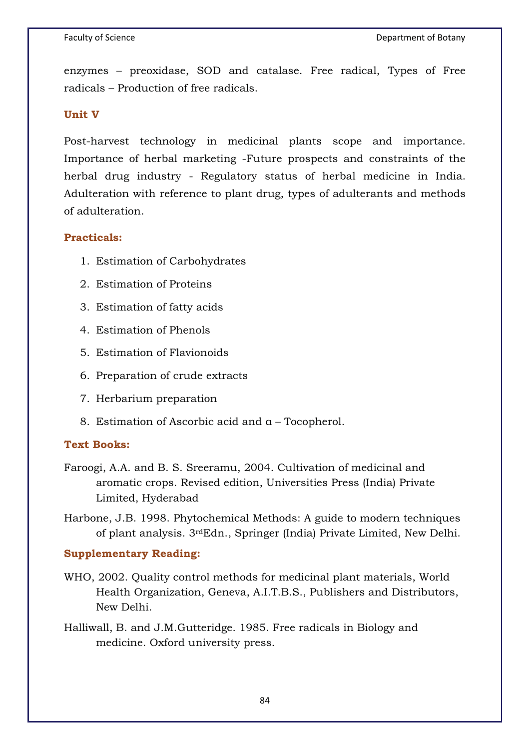enzymes – preoxidase, SOD and catalase. Free radical, Types of Free radicals – Production of free radicals.

### Unit V

Post-harvest technology in medicinal plants scope and importance. Importance of herbal marketing -Future prospects and constraints of the herbal drug industry - Regulatory status of herbal medicine in India. Adulteration with reference to plant drug, types of adulterants and methods of adulteration.

### Practicals:

1. Estimation of Carbohydrates
2. Estimation of Proteins
3. Estimation of fatty acids
4. Estimation of Phenols
5. Estimation of Flavionoids
6. Preparation of crude extracts
7. Herbarium preparation
8. Estimation of Ascorbic acid and α – Tocopherol.

### Text Books:

Faroogi, A.A. and B. S. Sreeramu, 2004. Cultivation of medicinal and aromatic crops. Revised edition, Universities Press (India) Private Limited, Hyderabad

Harbone, J.B. 1998. Phytochemical Methods: A guide to modern techniques of plant analysis. 3rdEdn., Springer (India) Private Limited, New Delhi.

### Supplementary Reading:

WHO, 2002. Quality control methods for medicinal plant materials, World Health Organization, Geneva, A.I.T.B.S., Publishers and Distributors, New Delhi.

Halliwall, B. and J.M.Gutteridge. 1985. Free radicals in Biology and medicine. Oxford university press.